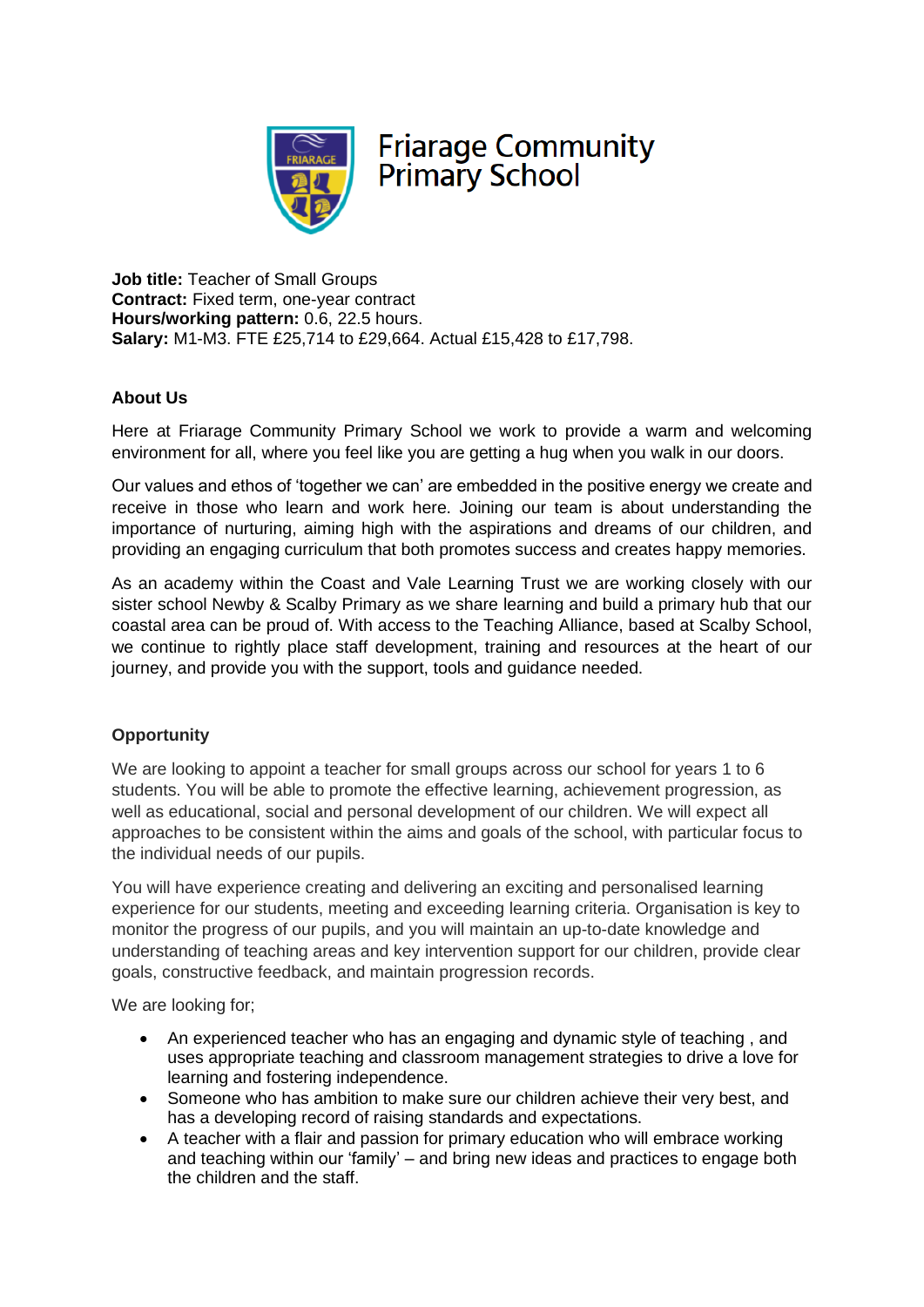# Friarage Community Primary School

**Job title:** Teacher of Small Groups
**Contract:** Fixed term, one-year contract
**Hours/working pattern:** 0.6, 22.5 hours.
**Salary:** M1-M3. FTE £25,714 to £29,664. Actual £15,428 to £17,798.

## About Us

Here at Friarage Community Primary School we work to provide a warm and welcoming environment for all, where you feel like you are getting a hug when you walk in our doors.

Our values and ethos of 'together we can' are embedded in the positive energy we create and receive in those who learn and work here. Joining our team is about understanding the importance of nurturing, aiming high with the aspirations and dreams of our children, and providing an engaging curriculum that both promotes success and creates happy memories.

As an academy within the Coast and Vale Learning Trust we are working closely with our sister school Newby & Scalby Primary as we share learning and build a primary hub that our coastal area can be proud of. With access to the Teaching Alliance, based at Scalby School, we continue to rightly place staff development, training and resources at the heart of our journey, and provide you with the support, tools and guidance needed.

## Opportunity

We are looking to appoint a teacher for small groups across our school for years 1 to 6 students. You will be able to promote the effective learning, achievement progression, as well as educational, social and personal development of our children. We will expect all approaches to be consistent within the aims and goals of the school, with particular focus to the individual needs of our pupils.

You will have experience creating and delivering an exciting and personalised learning experience for our students, meeting and exceeding learning criteria. Organisation is key to monitor the progress of our pupils, and you will maintain an up-to-date knowledge and understanding of teaching areas and key intervention support for our children, provide clear goals, constructive feedback, and maintain progression records.

We are looking for;

- An experienced teacher who has an engaging and dynamic style of teaching , and uses appropriate teaching and classroom management strategies to drive a love for learning and fostering independence.
- Someone who has ambition to make sure our children achieve their very best, and has a developing record of raising standards and expectations.
- A teacher with a flair and passion for primary education who will embrace working and teaching within our 'family' – and bring new ideas and practices to engage both the children and the staff.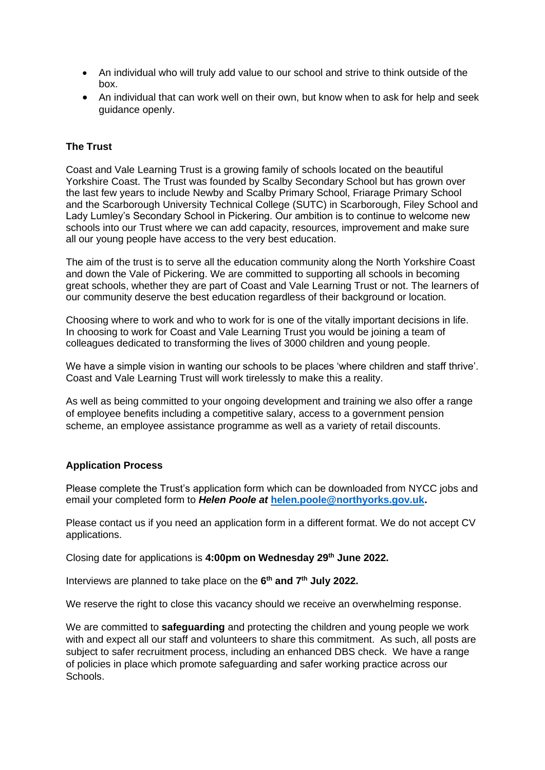- An individual who will truly add value to our school and strive to think outside of the box.
- An individual that can work well on their own, but know when to ask for help and seek guidance openly.

**The Trust**

Coast and Vale Learning Trust is a growing family of schools located on the beautiful Yorkshire Coast. The Trust was founded by Scalby Secondary School but has grown over the last few years to include Newby and Scalby Primary School, Friarage Primary School and the Scarborough University Technical College (SUTC) in Scarborough, Filey School and Lady Lumley's Secondary School in Pickering. Our ambition is to continue to welcome new schools into our Trust where we can add capacity, resources, improvement and make sure all our young people have access to the very best education.

The aim of the trust is to serve all the education community along the North Yorkshire Coast and down the Vale of Pickering. We are committed to supporting all schools in becoming great schools, whether they are part of Coast and Vale Learning Trust or not. The learners of our community deserve the best education regardless of their background or location.

Choosing where to work and who to work for is one of the vitally important decisions in life. In choosing to work for Coast and Vale Learning Trust you would be joining a team of colleagues dedicated to transforming the lives of 3000 children and young people.

We have a simple vision in wanting our schools to be places 'where children and staff thrive'. Coast and Vale Learning Trust will work tirelessly to make this a reality.

As well as being committed to your ongoing development and training we also offer a range of employee benefits including a competitive salary, access to a government pension scheme, an employee assistance programme as well as a variety of retail discounts.

**Application Process**

Please complete the Trust's application form which can be downloaded from NYCC jobs and email your completed form to ***Helen Poole at*** **[helen.poole@northyorks.gov.uk](mailto:helen.poole@northyorks.gov.uk).**

Please contact us if you need an application form in a different format. We do not accept CV applications.

Closing date for applications is **4:00pm on Wednesday 29th June 2022.**

Interviews are planned to take place on the **6th and 7th July 2022.**

We reserve the right to close this vacancy should we receive an overwhelming response.

We are committed to **safeguarding** and protecting the children and young people we work with and expect all our staff and volunteers to share this commitment. As such, all posts are subject to safer recruitment process, including an enhanced DBS check. We have a range of policies in place which promote safeguarding and safer working practice across our Schools.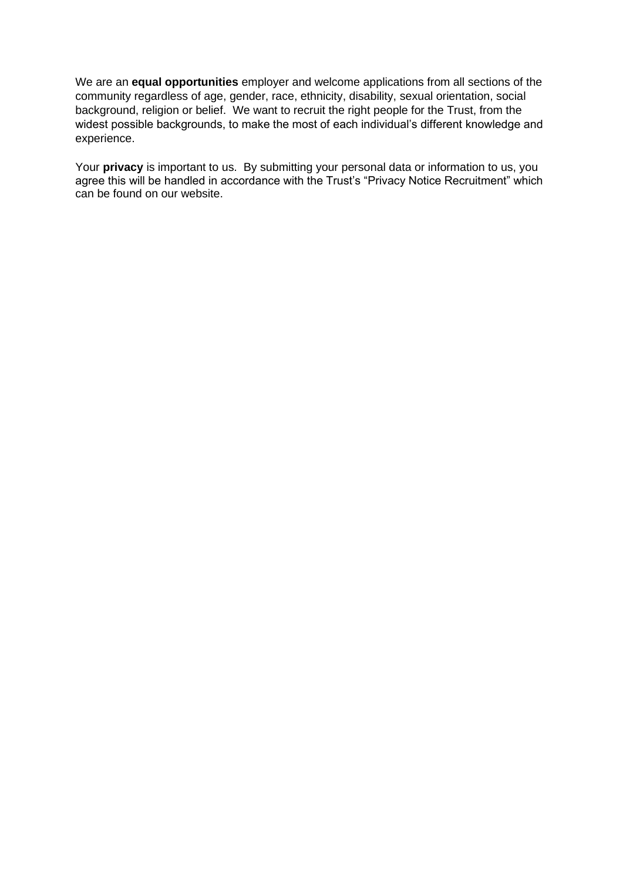We are an **equal opportunities** employer and welcome applications from all sections of the community regardless of age, gender, race, ethnicity, disability, sexual orientation, social background, religion or belief. We want to recruit the right people for the Trust, from the widest possible backgrounds, to make the most of each individual's different knowledge and experience.

Your **privacy** is important to us. By submitting your personal data or information to us, you agree this will be handled in accordance with the Trust's "Privacy Notice Recruitment" which can be found on our website.